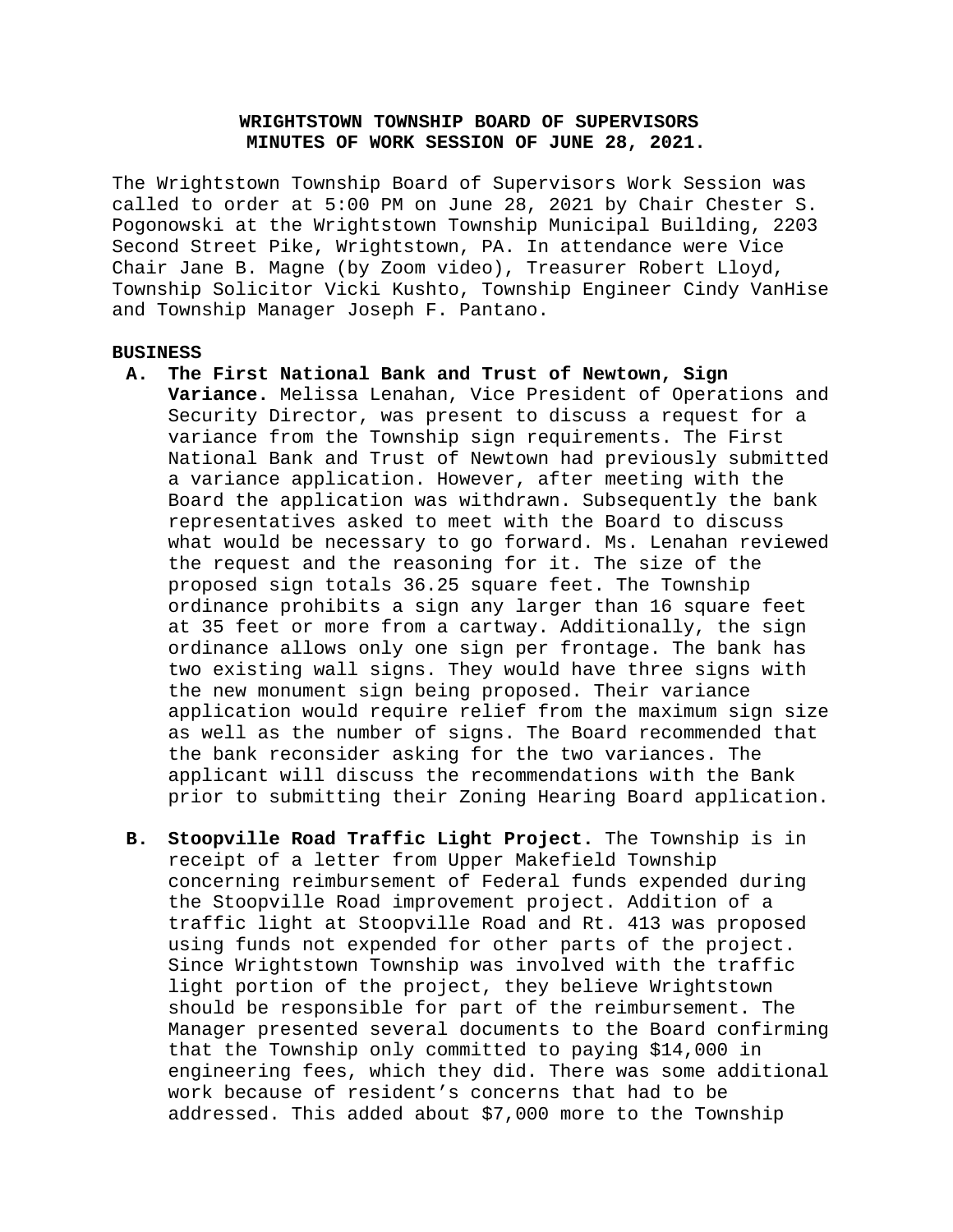# WRIGHTSTOWN TOWNSHIP BOARD OF SUPERVISORS
## MINUTES OF WORK SESSION OF JUNE 28, 2021.

The Wrightstown Township Board of Supervisors Work Session was called to order at 5:00 PM on June 28, 2021 by Chair Chester S. Pogonowski at the Wrightstown Township Municipal Building, 2203 Second Street Pike, Wrightstown, PA. In attendance were Vice Chair Jane B. Magne (by Zoom video), Treasurer Robert Lloyd, Township Solicitor Vicki Kushto, Township Engineer Cindy VanHise and Township Manager Joseph F. Pantano.

**BUSINESS**

A. **The First National Bank and Trust of Newtown, Sign Variance.** Melissa Lenahan, Vice President of Operations and Security Director, was present to discuss a request for a variance from the Township sign requirements. The First National Bank and Trust of Newtown had previously submitted a variance application. However, after meeting with the Board the application was withdrawn. Subsequently the bank representatives asked to meet with the Board to discuss what would be necessary to go forward. Ms. Lenahan reviewed the request and the reasoning for it. The size of the proposed sign totals 36.25 square feet. The Township ordinance prohibits a sign any larger than 16 square feet at 35 feet or more from a cartway. Additionally, the sign ordinance allows only one sign per frontage. The bank has two existing wall signs. They would have three signs with the new monument sign being proposed. Their variance application would require relief from the maximum sign size as well as the number of signs. The Board recommended that the bank reconsider asking for the two variances. The applicant will discuss the recommendations with the Bank prior to submitting their Zoning Hearing Board application.

B. **Stoopville Road Traffic Light Project.** The Township is in receipt of a letter from Upper Makefield Township concerning reimbursement of Federal funds expended during the Stoopville Road improvement project. Addition of a traffic light at Stoopville Road and Rt. 413 was proposed using funds not expended for other parts of the project. Since Wrightstown Township was involved with the traffic light portion of the project, they believe Wrightstown should be responsible for part of the reimbursement. The Manager presented several documents to the Board confirming that the Township only committed to paying $14,000 in engineering fees, which they did. There was some additional work because of resident's concerns that had to be addressed. This added about $7,000 more to the Township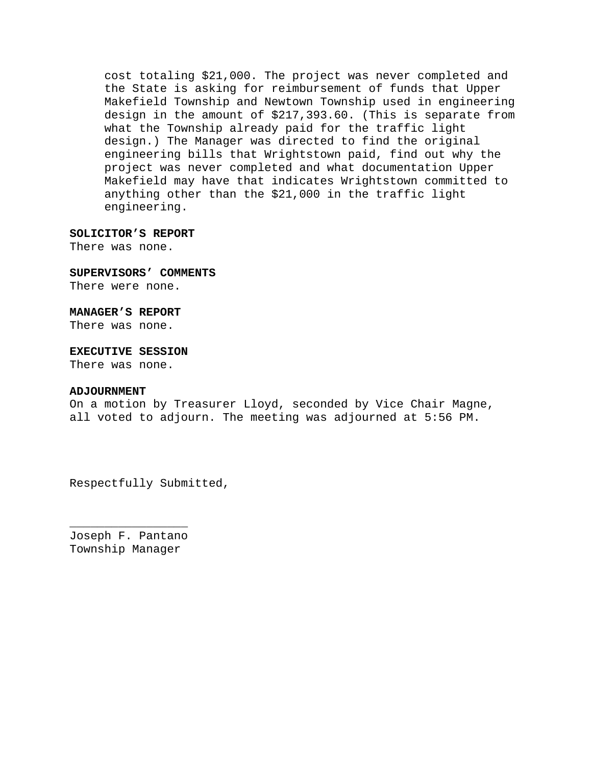cost totaling $21,000. The project was never completed and the State is asking for reimbursement of funds that Upper Makefield Township and Newtown Township used in engineering design in the amount of $217,393.60. (This is separate from what the Township already paid for the traffic light design.) The Manager was directed to find the original engineering bills that Wrightstown paid, find out why the project was never completed and what documentation Upper Makefield may have that indicates Wrightstown committed to anything other than the $21,000 in the traffic light engineering.

**SOLICITOR'S REPORT**
There was none.

**SUPERVISORS' COMMENTS**
There were none.

**MANAGER'S REPORT**
There was none.

**EXECUTIVE SESSION**
There was none.

**ADJOURNMENT**
On a motion by Treasurer Lloyd, seconded by Vice Chair Magne, all voted to adjourn. The meeting was adjourned at 5:56 PM.

Respectfully Submitted,

_________________
Joseph F. Pantano
Township Manager